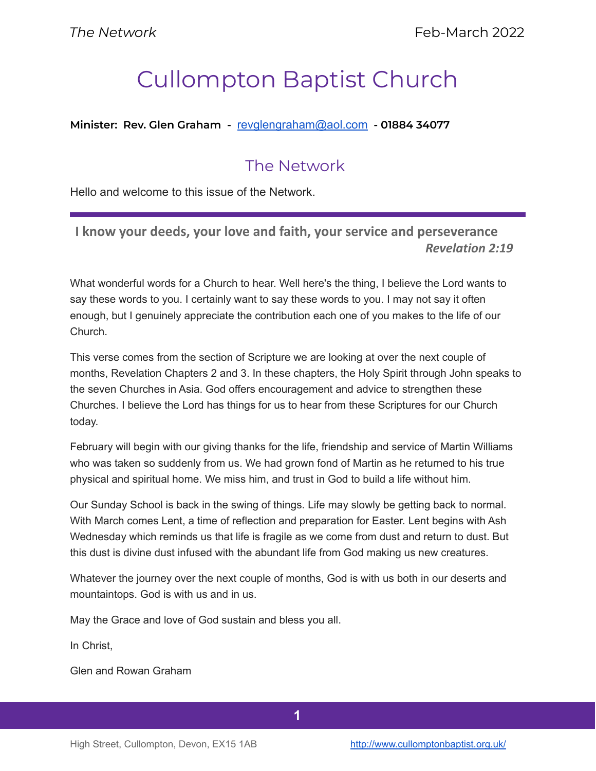# Cullompton Baptist Church

**Minister: Rev. Glen Graham - revglengraham@aol.com - 01884 34077**

## The Network

Hello and welcome to this issue of the Network.

---

**I know your deeds, your love and faith, your service and perseverance**
***Revelation 2:19***

What wonderful words for a Church to hear. Well here's the thing, I believe the Lord wants to say these words to you. I certainly want to say these words to you. I may not say it often enough, but I genuinely appreciate the contribution each one of you makes to the life of our Church.

This verse comes from the section of Scripture we are looking at over the next couple of months, Revelation Chapters 2 and 3. In these chapters, the Holy Spirit through John speaks to the seven Churches in Asia. God offers encouragement and advice to strengthen these Churches. I believe the Lord has things for us to hear from these Scriptures for our Church today.

February will begin with our giving thanks for the life, friendship and service of Martin Williams who was taken so suddenly from us. We had grown fond of Martin as he returned to his true physical and spiritual home. We miss him, and trust in God to build a life without him.

Our Sunday School is back in the swing of things. Life may slowly be getting back to normal. With March comes Lent, a time of reflection and preparation for Easter. Lent begins with Ash Wednesday which reminds us that life is fragile as we come from dust and return to dust. But this dust is divine dust infused with the abundant life from God making us new creatures.

Whatever the journey over the next couple of months, God is with us both in our deserts and mountaintops. God is with us and in us.

May the Grace and love of God sustain and bless you all.

In Christ,

Glen and Rowan Graham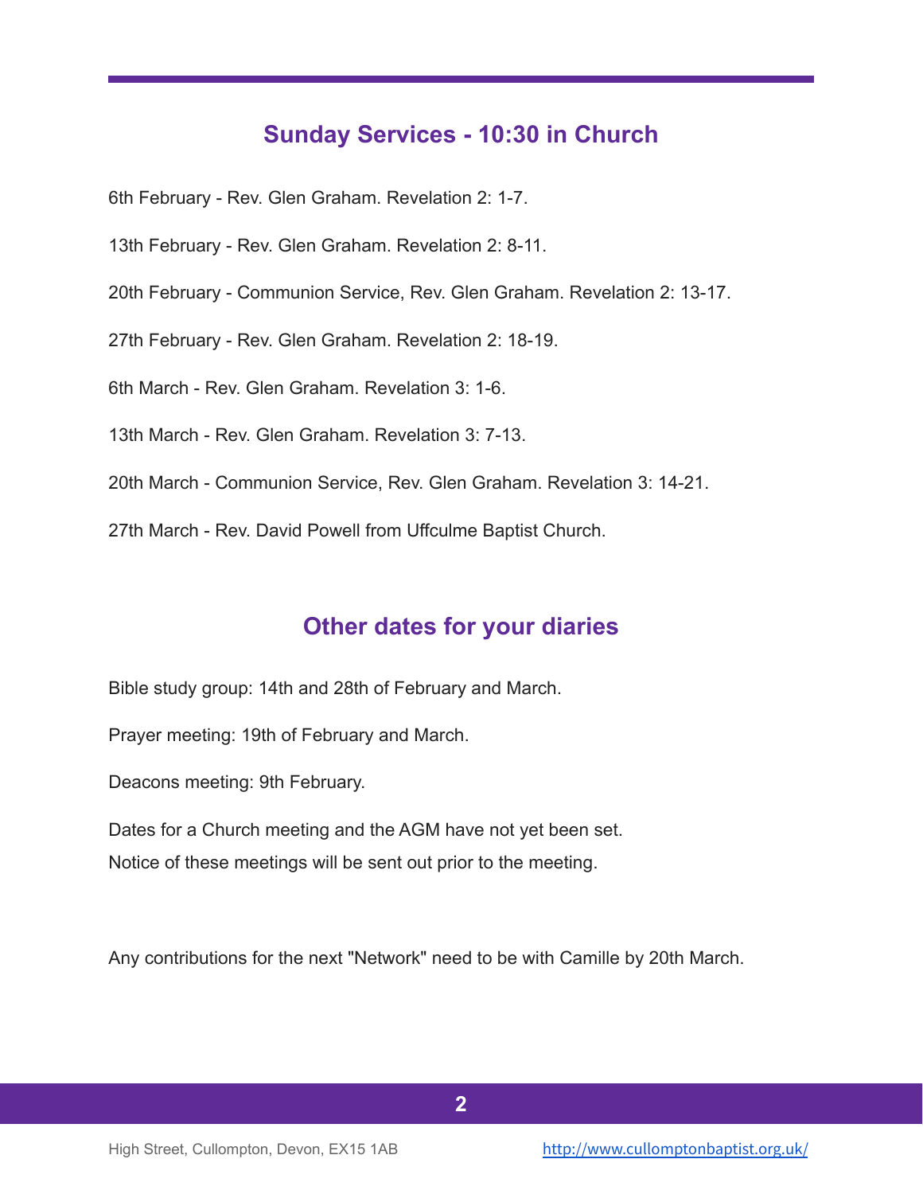## Sunday Services - 10:30 in Church

6th February - Rev. Glen Graham. Revelation 2: 1-7.

13th February - Rev. Glen Graham. Revelation 2: 8-11.

20th February - Communion Service, Rev. Glen Graham. Revelation 2: 13-17.

27th February - Rev. Glen Graham. Revelation 2: 18-19.

6th March - Rev. Glen Graham. Revelation 3: 1-6.

13th March - Rev. Glen Graham. Revelation 3: 7-13.

20th March - Communion Service, Rev. Glen Graham. Revelation 3: 14-21.

27th March - Rev. David Powell from Uffculme Baptist Church.

## Other dates for your diaries

Bible study group: 14th and 28th of February and March.

Prayer meeting: 19th of February and March.

Deacons meeting: 9th February.

Dates for a Church meeting and the AGM have not yet been set.
Notice of these meetings will be sent out prior to the meeting.

Any contributions for the next "Network" need to be with Camille by 20th March.

High Street, Cullompton, Devon, EX15 1AB http://www.cullomptonbaptist.org.uk/